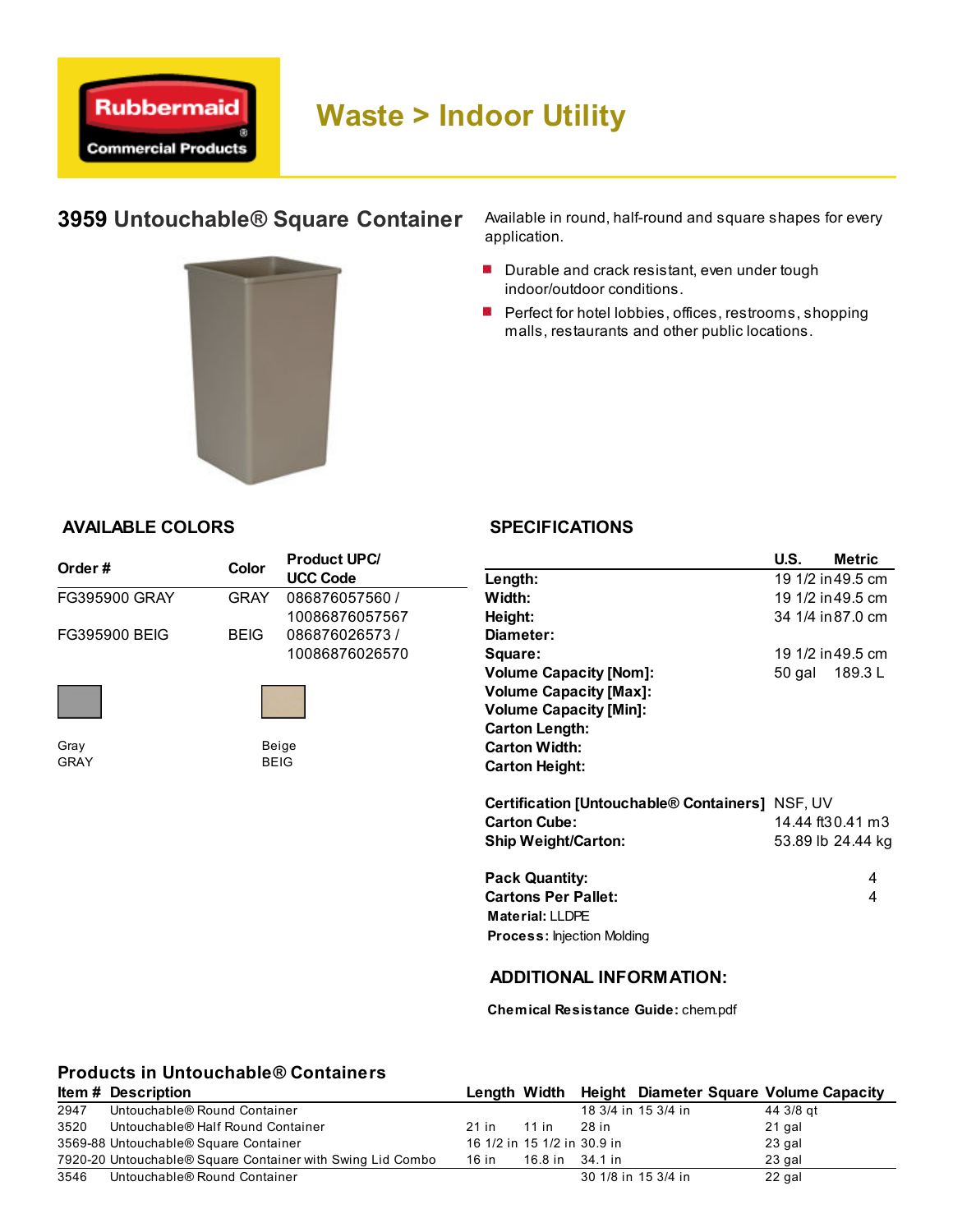# Waste > Indoor Utility

## 3959 Untouchable® Square Container

Available in round, half-round and square shapes for every application.

- Durable and crack resistant, even under tough indoor/outdoor conditions.
- Perfect for hotel lobbies, offices, restrooms, shopping malls, restaurants and other public locations.

### AVAILABLE COLORS

| Order # | Color | Product UPC/ UCC Code |
|---|---|---|
| FG395900 GRAY | GRAY | 086876057560 / 10086876057567 |
| FG395900 BEIG | BEIG | 086876026573 / 10086876026570 |

Gray
GRAY

Beige
BEIG

### SPECIFICATIONS

| | U.S. | Metric |
|---|---|---|
| **Length:** | 19 1/2 in | 49.5 cm |
| **Width:** | 19 1/2 in | 49.5 cm |
| **Height:** | 34 1/4 in | 87.0 cm |
| **Diameter:** | | |
| **Square:** | 19 1/2 in | 49.5 cm |
| **Volume Capacity [Nom]:** | 50 gal | 189.3 L |
| **Volume Capacity [Max]:** | | |
| **Volume Capacity [Min]:** | | |
| **Carton Length:** | | |
| **Carton Width:** | | |
| **Carton Height:** | | |
| **Certification [Untouchable® Containers]** | NSF, UV | |
| **Carton Cube:** | 14.44 ft3 | 0.41 m3 |
| **Ship Weight/Carton:** | 53.89 lb | 24.44 kg |
| **Pack Quantity:** | 4 | |
| **Cartons Per Pallet:** | 4 | |

**Material:** LLDPE

**Process:** Injection Molding

### ADDITIONAL INFORMATION:

**Chemical Resistance Guide:** chem.pdf

### Products in Untouchable® Containers

| Item # | Description | Length | Width | Height | Diameter | Square | Volume Capacity |
|---|---|---|---|---|---|---|---|
| 2947 | Untouchable® Round Container | | | 18 3/4 in | 15 3/4 in | | 44 3/8 qt |
| 3520 | Untouchable® Half Round Container | 21 in | 11 in | 28 in | | | 21 gal |
| 3569-88 | Untouchable® Square Container | 16 1/2 in | 15 1/2 in | 30.9 in | | | 23 gal |
| 7920-20 | Untouchable® Square Container with Swing Lid Combo | 16 in | 16.8 in | 34.1 in | | | 23 gal |
| 3546 | Untouchable® Round Container | | | 30 1/8 in | 15 3/4 in | | 22 gal |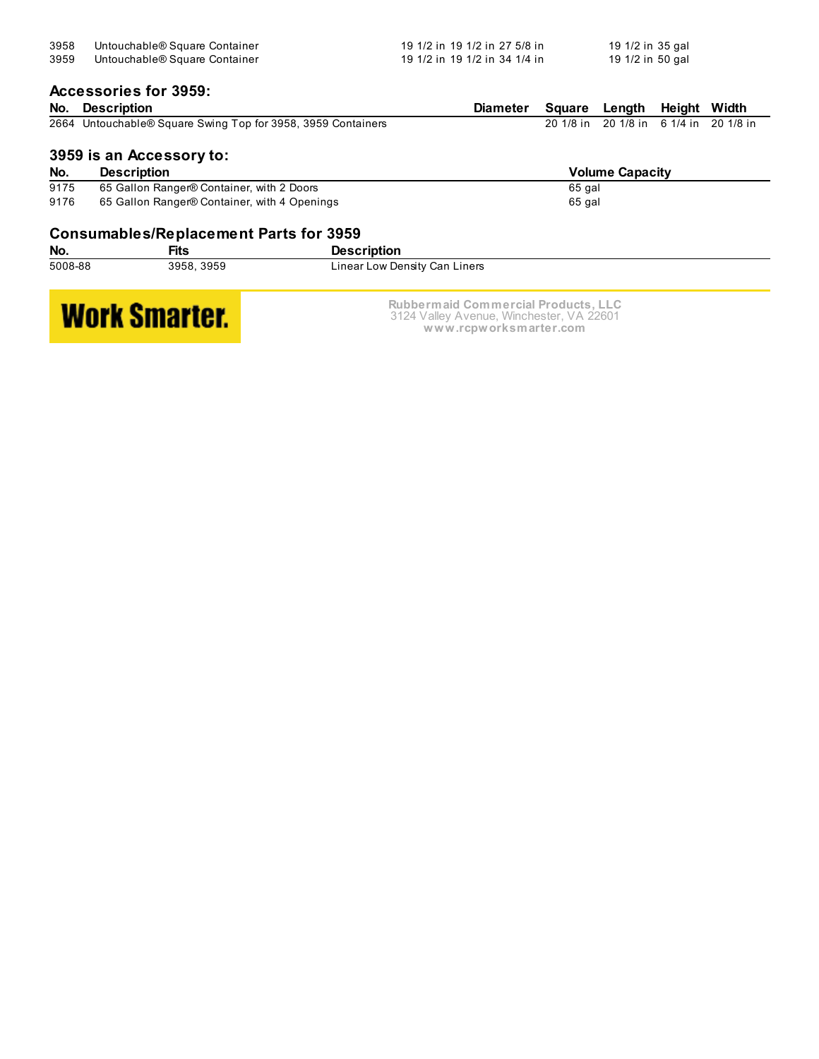| | | | |
|---|---|---|---|
| 3958 | Untouchable® Square Container | 19 1/2 in 19 1/2 in 27 5/8 in | 19 1/2 in 35 gal |
| 3959 | Untouchable® Square Container | 19 1/2 in 19 1/2 in 34 1/4 in | 19 1/2 in 50 gal |

## Accessories for 3959:

| No. | Description | Diameter | Square | Length | Height | Width |
|---|---|---|---|---|---|---|
| 2664 | Untouchable® Square Swing Top for 3958, 3959 Containers | | 20 1/8 in | 20 1/8 in | 6 1/4 in | 20 1/8 in |

## 3959 is an Accessory to:

| No. | Description | Volume Capacity |
|---|---|---|
| 9175 | 65 Gallon Ranger® Container, with 2 Doors | 65 gal |
| 9176 | 65 Gallon Ranger® Container, with 4 Openings | 65 gal |

## Consumables/Replacement Parts for 3959

| No. | Fits | Description |
|---|---|---|
| 5008-88 | 3958, 3959 | Linear Low Density Can Liners |

**Work Smarter.**

**Rubbermaid Commercial Products, LLC**
3124 Valley Avenue, Winchester, VA 22601
**www.rcpworksmarter.com**